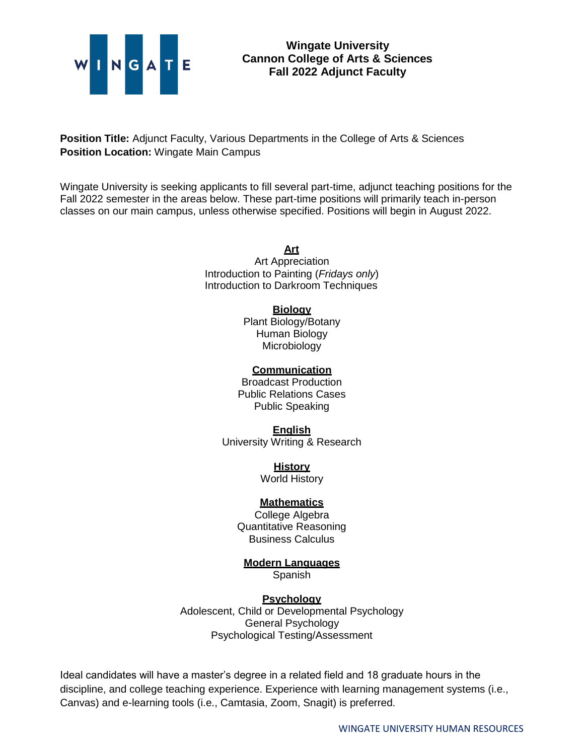# Wingate University
## Cannon College of Arts & Sciences
## Fall 2022 Adjunct Faculty

**Position Title:** Adjunct Faculty, Various Departments in the College of Arts & Sciences
**Position Location:** Wingate Main Campus

Wingate University is seeking applicants to fill several part-time, adjunct teaching positions for the Fall 2022 semester in the areas below. These part-time positions will primarily teach in-person classes on our main campus, unless otherwise specified. Positions will begin in August 2022.

**Art**
Art Appreciation
Introduction to Painting (*Fridays only*)
Introduction to Darkroom Techniques

**Biology**
Plant Biology/Botany
Human Biology
Microbiology

**Communication**
Broadcast Production
Public Relations Cases
Public Speaking

**English**
University Writing & Research

**History**
World History

**Mathematics**
College Algebra
Quantitative Reasoning
Business Calculus

**Modern Languages**
Spanish

**Psychology**
Adolescent, Child or Developmental Psychology
General Psychology
Psychological Testing/Assessment

Ideal candidates will have a master's degree in a related field and 18 graduate hours in the discipline, and college teaching experience. Experience with learning management systems (i.e., Canvas) and e-learning tools (i.e., Camtasia, Zoom, Snagit) is preferred.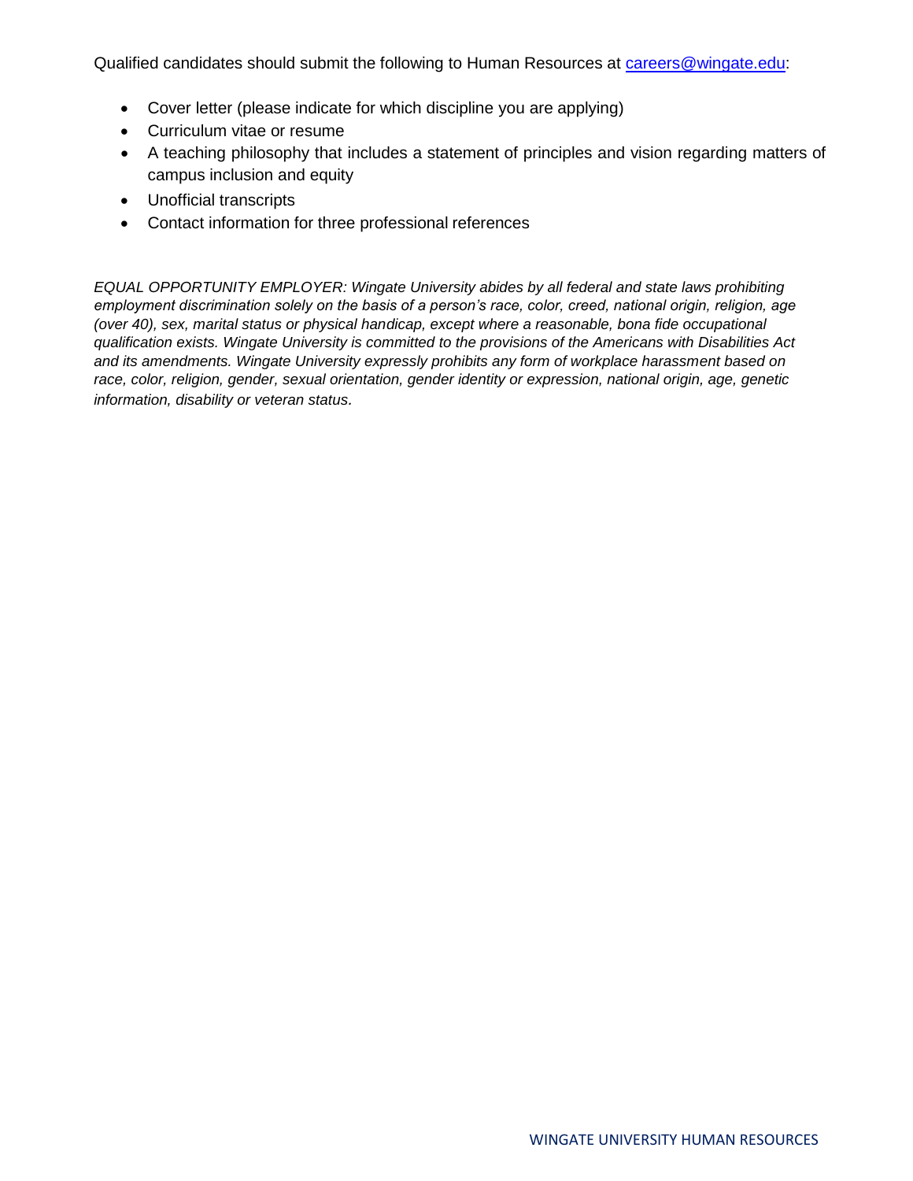Qualified candidates should submit the following to Human Resources at careers@wingate.edu:

- Cover letter (please indicate for which discipline you are applying)
- Curriculum vitae or resume
- A teaching philosophy that includes a statement of principles and vision regarding matters of campus inclusion and equity
- Unofficial transcripts
- Contact information for three professional references

*EQUAL OPPORTUNITY EMPLOYER: Wingate University abides by all federal and state laws prohibiting employment discrimination solely on the basis of a person's race, color, creed, national origin, religion, age (over 40), sex, marital status or physical handicap, except where a reasonable, bona fide occupational qualification exists. Wingate University is committed to the provisions of the Americans with Disabilities Act and its amendments. Wingate University expressly prohibits any form of workplace harassment based on race, color, religion, gender, sexual orientation, gender identity or expression, national origin, age, genetic information, disability or veteran status.*